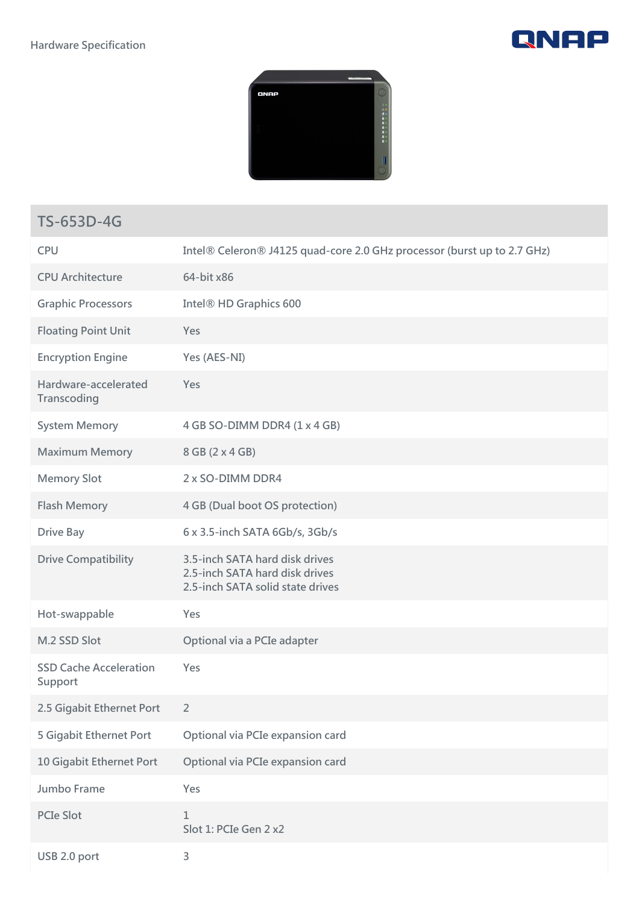Hardware Specification

## TS-653D-4G

| | |
|---|---|
| CPU | Intel® Celeron® J4125 quad-core 2.0 GHz processor (burst up to 2.7 GHz) |
| CPU Architecture | 64-bit x86 |
| Graphic Processors | Intel® HD Graphics 600 |
| Floating Point Unit | Yes |
| Encryption Engine | Yes (AES-NI) |
| Hardware-accelerated Transcoding | Yes |
| System Memory | 4 GB SO-DIMM DDR4 (1 x 4 GB) |
| Maximum Memory | 8 GB (2 x 4 GB) |
| Memory Slot | 2 x SO-DIMM DDR4 |
| Flash Memory | 4 GB (Dual boot OS protection) |
| Drive Bay | 6 x 3.5-inch SATA 6Gb/s, 3Gb/s |
| Drive Compatibility | 3.5-inch SATA hard disk drives<br>2.5-inch SATA hard disk drives<br>2.5-inch SATA solid state drives |
| Hot-swappable | Yes |
| M.2 SSD Slot | Optional via a PCIe adapter |
| SSD Cache Acceleration Support | Yes |
| 2.5 Gigabit Ethernet Port | 2 |
| 5 Gigabit Ethernet Port | Optional via PCIe expansion card |
| 10 Gigabit Ethernet Port | Optional via PCIe expansion card |
| Jumbo Frame | Yes |
| PCIe Slot | 1<br>Slot 1: PCIe Gen 2 x2 |
| USB 2.0 port | 3 |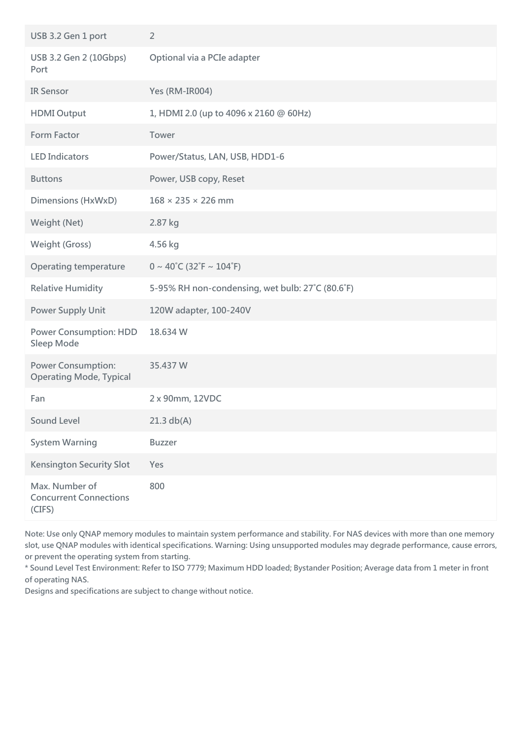| | |
|---|---|
| USB 3.2 Gen 1 port | 2 |
| USB 3.2 Gen 2 (10Gbps) Port | Optional via a PCIe adapter |
| IR Sensor | Yes (RM-IR004) |
| HDMI Output | 1, HDMI 2.0 (up to 4096 x 2160 @ 60Hz) |
| Form Factor | Tower |
| LED Indicators | Power/Status, LAN, USB, HDD1-6 |
| Buttons | Power, USB copy, Reset |
| Dimensions (HxWxD) | 168 × 235 × 226 mm |
| Weight (Net) | 2.87 kg |
| Weight (Gross) | 4.56 kg |
| Operating temperature | 0 ~ 40˚C (32˚F ~ 104˚F) |
| Relative Humidity | 5-95% RH non-condensing, wet bulb: 27˚C (80.6˚F) |
| Power Supply Unit | 120W adapter, 100-240V |
| Power Consumption: HDD Sleep Mode | 18.634 W |
| Power Consumption: Operating Mode, Typical | 35.437 W |
| Fan | 2 x 90mm, 12VDC |
| Sound Level | 21.3 db(A) |
| System Warning | Buzzer |
| Kensington Security Slot | Yes |
| Max. Number of Concurrent Connections (CIFS) | 800 |

Note: Use only QNAP memory modules to maintain system performance and stability. For NAS devices with more than one memory slot, use QNAP modules with identical specifications. Warning: Using unsupported modules may degrade performance, cause errors, or prevent the operating system from starting.

* Sound Level Test Environment: Refer to ISO 7779; Maximum HDD loaded; Bystander Position; Average data from 1 meter in front of operating NAS.

Designs and specifications are subject to change without notice.